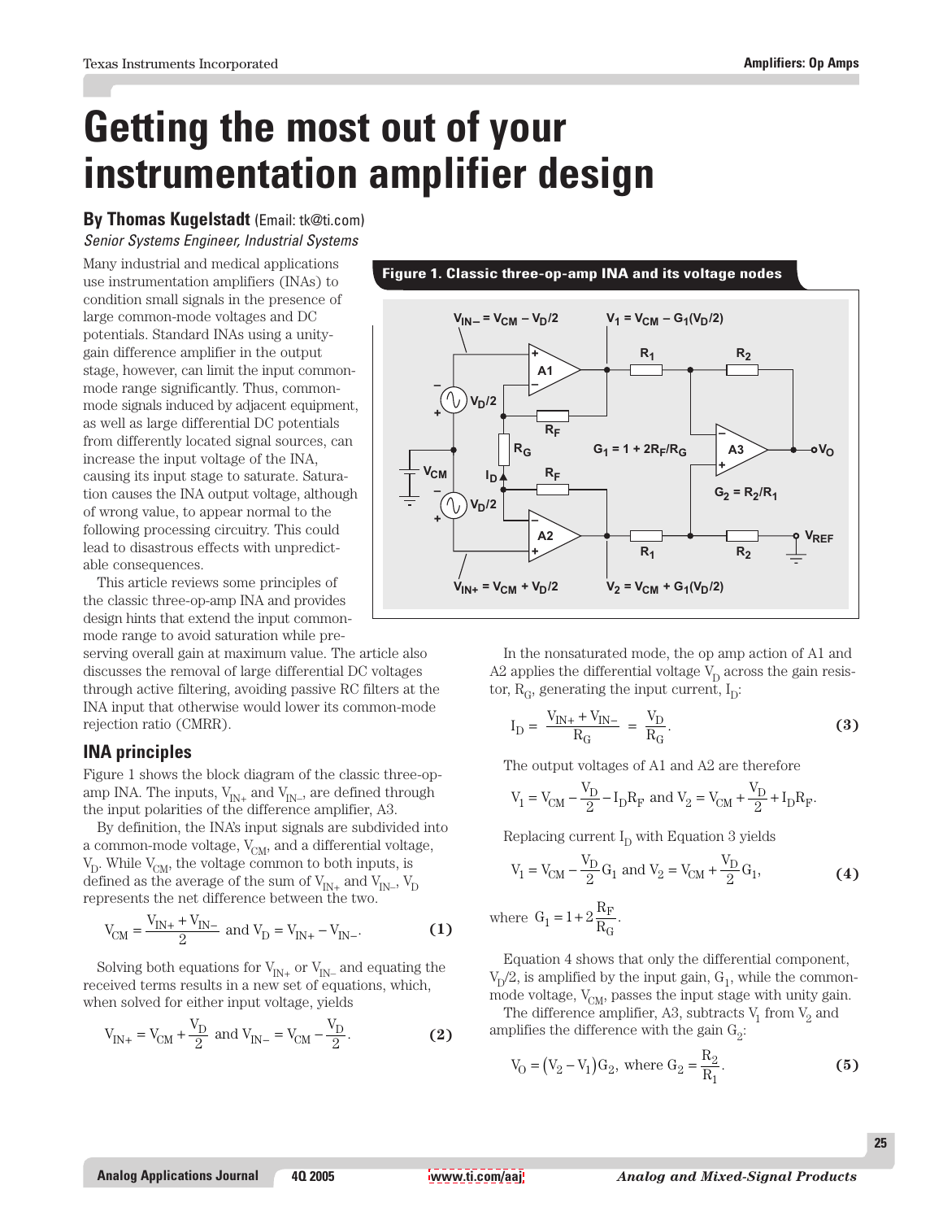# Getting the most out of your instrumentation amplifier design

**By Thomas Kugelstadt** (Email: tk@ti.com)
*Senior Systems Engineer, Industrial Systems*

Many industrial and medical applications use instrumentation amplifiers (INAs) to condition small signals in the presence of large common-mode voltages and DC potentials. Standard INAs using a unity-gain difference amplifier in the output stage, however, can limit the input common-mode range significantly. Thus, common-mode signals induced by adjacent equipment, as well as large differential DC potentials from differently located signal sources, can increase the input voltage of the INA, causing its input stage to saturate. Saturation causes the INA output voltage, although of wrong value, to appear normal to the following processing circuitry. This could lead to disastrous effects with unpredictable consequences.

This article reviews some principles of the classic three-op-amp INA and provides design hints that extend the input common-mode range to avoid saturation while preserving overall gain at maximum value. The article also discusses the removal of large differential DC voltages through active filtering, avoiding passive RC filters at the INA input that otherwise would lower its common-mode rejection ratio (CMRR).

**Figure 1. Classic three-op-amp INA and its voltage nodes**

## INA principles

Figure 1 shows the block diagram of the classic three-op-amp INA. The inputs, $V_{IN+}$ and $V_{IN-}$, are defined through the input polarities of the difference amplifier, A3.

By definition, the INA's input signals are subdivided into a common-mode voltage, $V_{CM}$, and a differential voltage, $V_D$. While $V_{CM}$, the voltage common to both inputs, is defined as the average of the sum of $V_{IN+}$ and $V_{IN-}$, $V_D$ represents the net difference between the two.

$$V_{CM} = \frac{V_{IN+} + V_{IN-}}{2} \text{ and } V_D = V_{IN+} - V_{IN-}. \quad (1)$$

Solving both equations for $V_{IN+}$ or $V_{IN-}$ and equating the received terms results in a new set of equations, which, when solved for either input voltage, yields

$$V_{IN+} = V_{CM} + \frac{V_D}{2} \text{ and } V_{IN-} = V_{CM} - \frac{V_D}{2}. \quad (2)$$

In the nonsaturated mode, the op amp action of A1 and A2 applies the differential voltage $V_D$ across the gain resistor, $R_G$, generating the input current, $I_D$:

$$I_D = \frac{V_{IN+} + V_{IN-}}{R_G} = \frac{V_D}{R_G}. \quad (3)$$

The output voltages of A1 and A2 are therefore

$$V_1 = V_{CM} - \frac{V_D}{2} - I_D R_F \text{ and } V_2 = V_{CM} + \frac{V_D}{2} + I_D R_F.$$

Replacing current $I_D$ with Equation 3 yields

$$V_1 = V_{CM} - \frac{V_D}{2} G_1 \text{ and } V_2 = V_{CM} + \frac{V_D}{2} G_1, \quad (4)$$

where $G_1 = 1 + 2\frac{R_F}{R_G}$.

Equation 4 shows that only the differential component, $V_D/2$, is amplified by the input gain, $G_1$, while the common-mode voltage, $V_{CM}$, passes the input stage with unity gain.

The difference amplifier, A3, subtracts $V_1$ from $V_2$ and amplifies the difference with the gain $G_2$:

$$V_O = (V_2 - V_1)G_2, \text{ where } G_2 = \frac{R_2}{R_1}. \quad (5)$$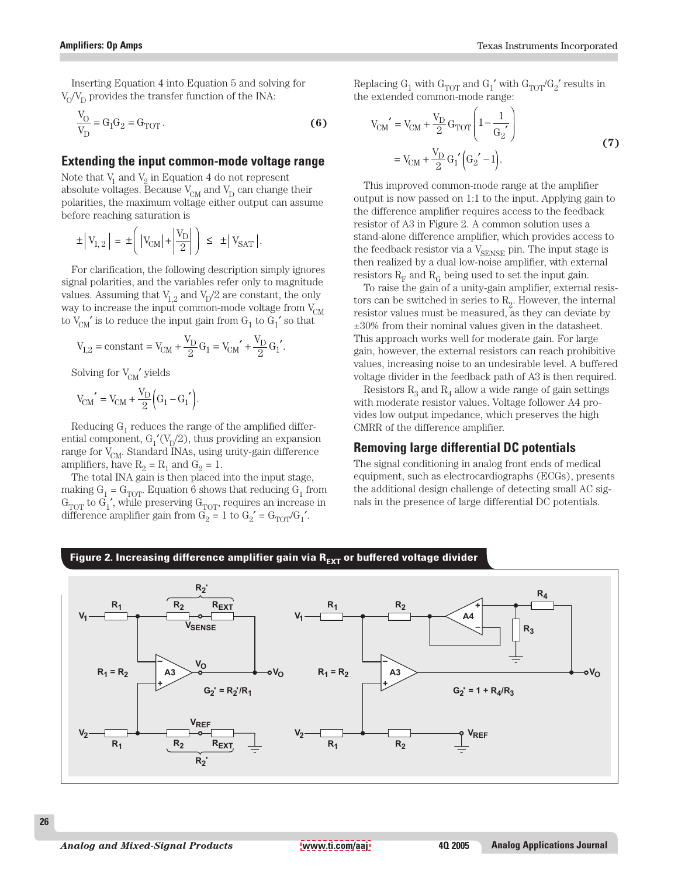Inserting Equation 4 into Equation 5 and solving for $V_O/V_D$ provides the transfer function of the INA:

$$\frac{V_O}{V_D} = G_1 G_2 = G_{TOT}. \tag{6}$$

## Extending the input common-mode voltage range

Note that $V_1$ and $V_2$ in Equation 4 do not represent absolute voltages. Because $V_{CM}$ and $V_D$ can change their polarities, the maximum voltage either output can assume before reaching saturation is

$$\pm\left|V_{1,2}\right| = \pm\left(\left|V_{CM}\right| + \left|\frac{V_D}{2}\right|\right) \leq \pm\left|V_{SAT}\right|.$$

For clarification, the following description simply ignores signal polarities, and the variables refer only to magnitude values. Assuming that $V_{1,2}$ and $V_D/2$ are constant, the only way to increase the input common-mode voltage from $V_{CM}$ to $V_{CM}'$ is to reduce the input gain from $G_1$ to $G_1'$ so that

$$V_{1,2} = \text{constant} = V_{CM} + \frac{V_D}{2}G_1 = V_{CM}' + \frac{V_D}{2}G_1'.$$

Solving for $V_{CM}'$ yields

$$V_{CM}' = V_{CM} + \frac{V_D}{2}\left(G_1 - G_1'\right).$$

Reducing $G_1$ reduces the range of the amplified differential component, $G_1'(V_D/2)$, thus providing an expansion range for $V_{CM}$. Standard INAs, using unity-gain difference amplifiers, have $R_2 = R_1$ and $G_2 = 1$.

The total INA gain is then placed into the input stage, making $G_1 = G_{TOT}$. Equation 6 shows that reducing $G_1$ from $G_{TOT}$ to $G_1'$, while preserving $G_{TOT}$, requires an increase in difference amplifier gain from $G_2 = 1$ to $G_2' = G_{TOT}/G_1'$.

Replacing $G_1$ with $G_{TOT}$ and $G_1'$ with $G_{TOT}/G_2'$ results in the extended common-mode range:

$$\begin{aligned} V_{CM}' &= V_{CM} + \frac{V_D}{2}G_{TOT}\left(1 - \frac{1}{G_2'}\right) \\ &= V_{CM} + \frac{V_D}{2}G_1'\left(G_2' - 1\right). \end{aligned} \tag{7}$$

This improved common-mode range at the amplifier output is now passed on 1:1 to the input. Applying gain to the difference amplifier requires access to the feedback resistor of A3 in Figure 2. A common solution uses a stand-alone difference amplifier, which provides access to the feedback resistor via a $V_{SENSE}$ pin. The input stage is then realized by a dual low-noise amplifier, with external resistors $R_F$ and $R_G$ being used to set the input gain.

To raise the gain of a unity-gain amplifier, external resistors can be switched in series to $R_2$. However, the internal resistor values must be measured, as they can deviate by ±30% from their nominal values given in the datasheet. This approach works well for moderate gain. For large gain, however, the external resistors can reach prohibitive values, increasing noise to an undesirable level. A buffered voltage divider in the feedback path of A3 is then required.

Resistors $R_3$ and $R_4$ allow a wide range of gain settings with moderate resistor values. Voltage follower A4 provides low output impedance, which preserves the high CMRR of the difference amplifier.

## Removing large differential DC potentials

The signal conditioning in analog front ends of medical equipment, such as electrocardiographs (ECGs), presents the additional design challenge of detecting small AC signals in the presence of large differential DC potentials.

**Figure 2. Increasing difference amplifier gain via $R_{EXT}$ or buffered voltage divider**

$R_1 = R_2$, $G_2' = R_2'/R_1$

$R_1 = R_2$, $G_2' = 1 + R_4/R_3$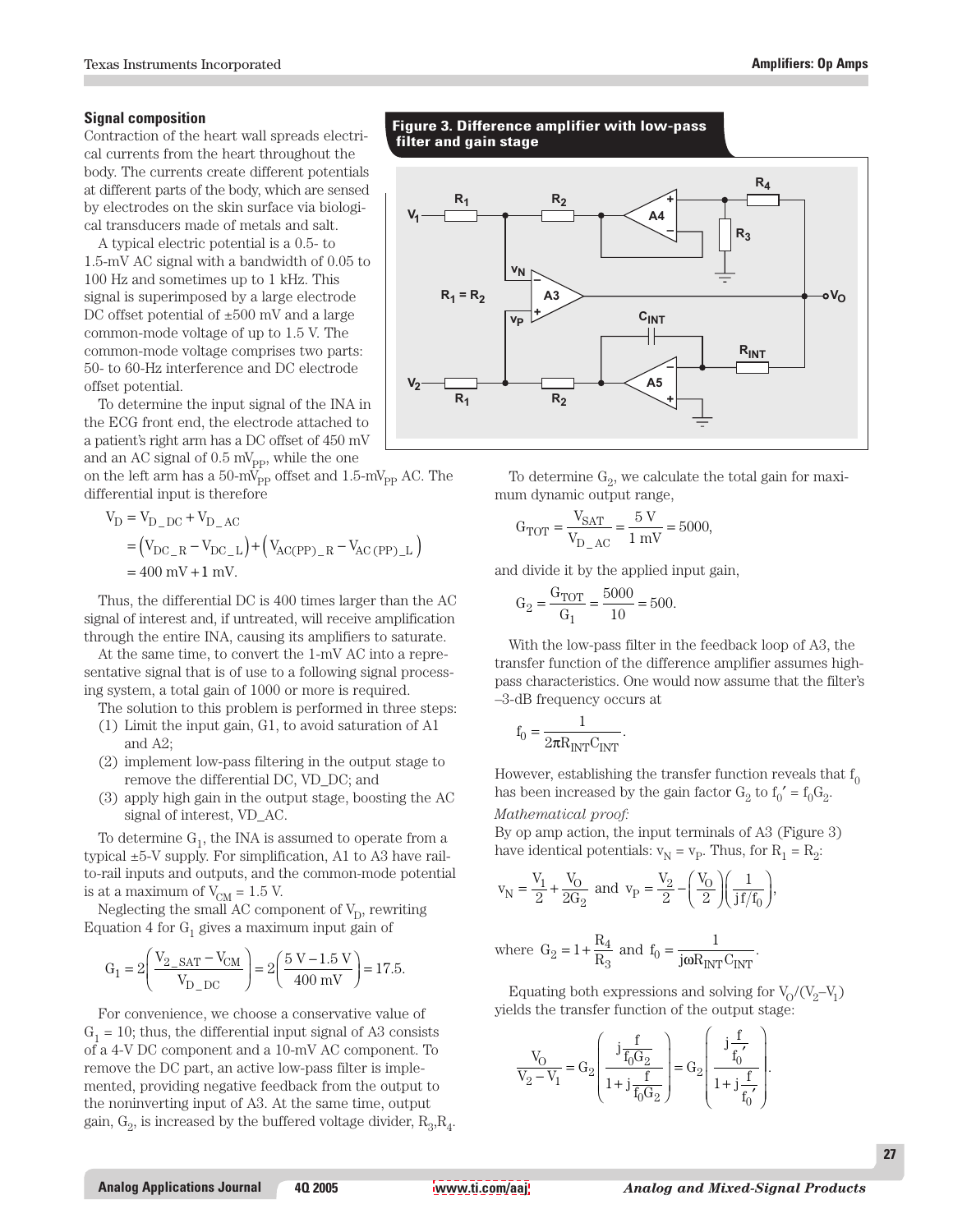### Signal composition

Contraction of the heart wall spreads electrical currents from the heart throughout the body. The currents create different potentials at different parts of the body, which are sensed by electrodes on the skin surface via biological transducers made of metals and salt.

A typical electric potential is a 0.5- to 1.5-mV AC signal with a bandwidth of 0.05 to 100 Hz and sometimes up to 1 kHz. This signal is superimposed by a large electrode DC offset potential of ±500 mV and a large common-mode voltage of up to 1.5 V. The common-mode voltage comprises two parts: 50- to 60-Hz interference and DC electrode offset potential.

To determine the input signal of the INA in the ECG front end, the electrode attached to a patient's right arm has a DC offset of 450 mV and an AC signal of 0.5 $mV_{PP}$, while the one on the left arm has a 50-$mV_{PP}$ offset and 1.5-$mV_{PP}$ AC. The differential input is therefore

$$
\begin{aligned}
V_D &= V_{D\_DC} + V_{D\_AC} \\
&= \left(V_{DC\_R} - V_{DC\_L}\right) + \left(V_{AC(PP)\_R} - V_{AC(PP)\_L}\right) \\
&= 400\text{ mV} + 1\text{ mV}.
\end{aligned}
$$

Thus, the differential DC is 400 times larger than the AC signal of interest and, if untreated, will receive amplification through the entire INA, causing its amplifiers to saturate.

At the same time, to convert the 1-mV AC into a representative signal that is of use to a following signal processing system, a total gain of 1000 or more is required.

The solution to this problem is performed in three steps:

1. Limit the input gain, G1, to avoid saturation of A1 and A2;
2. implement low-pass filtering in the output stage to remove the differential DC, VD_DC; and
3. apply high gain in the output stage, boosting the AC signal of interest, VD_AC.

To determine $G_1$, the INA is assumed to operate from a typical ±5-V supply. For simplification, A1 to A3 have rail-to-rail inputs and outputs, and the common-mode potential is at a maximum of $V_{CM} = 1.5$ V.

Neglecting the small AC component of $V_D$, rewriting Equation 4 for $G_1$ gives a maximum input gain of

$$
G_1 = 2\left(\frac{V_{2\_SAT} - V_{CM}}{V_{D\_DC}}\right) = 2\left(\frac{5\text{ V} - 1.5\text{ V}}{400\text{ mV}}\right) = 17.5.
$$

For convenience, we choose a conservative value of $G_1 = 10$; thus, the differential input signal of A3 consists of a 4-V DC component and a 10-mV AC component. To remove the DC part, an active low-pass filter is implemented, providing negative feedback from the output to the noninverting input of A3. At the same time, output gain, $G_2$, is increased by the buffered voltage divider, $R_3$,$R_4$.

**Figure 3. Difference amplifier with low-pass filter and gain stage**

To determine $G_2$, we calculate the total gain for maximum dynamic output range,

$$
G_{TOT} = \frac{V_{SAT}}{V_{D\_AC}} = \frac{5\text{ V}}{1\text{ mV}} = 5000,
$$

and divide it by the applied input gain,

$$
G_2 = \frac{G_{TOT}}{G_1} = \frac{5000}{10} = 500.
$$

With the low-pass filter in the feedback loop of A3, the transfer function of the difference amplifier assumes high-pass characteristics. One would now assume that the filter's –3-dB frequency occurs at

$$
f_0 = \frac{1}{2\pi R_{INT} C_{INT}}.
$$

However, establishing the transfer function reveals that $f_0$ has been increased by the gain factor $G_2$ to $f_0' = f_0 G_2$.

*Mathematical proof:*

By op amp action, the input terminals of A3 (Figure 3) have identical potentials: $v_N = v_P$. Thus, for $R_1 = R_2$:

$$
v_N = \frac{V_1}{2} + \frac{V_O}{2G_2} \text{ and } v_P = \frac{V_2}{2} - \left(\frac{V_O}{2}\right)\left(\frac{1}{jf/f_0}\right),
$$

$$
\text{where } G_2 = 1 + \frac{R_4}{R_3} \text{ and } f_0 = \frac{1}{j\omega R_{INT} C_{INT}}.
$$

Equating both expressions and solving for $V_O/(V_2–V_1)$ yields the transfer function of the output stage:

$$
\frac{V_O}{V_2 - V_1} = G_2\left(\frac{j\frac{f}{f_0 G_2}}{1 + j\frac{f}{f_0 G_2}}\right) = G_2\left(\frac{j\frac{f}{f_0'}}{1 + j\frac{f}{f_0'}}\right).
$$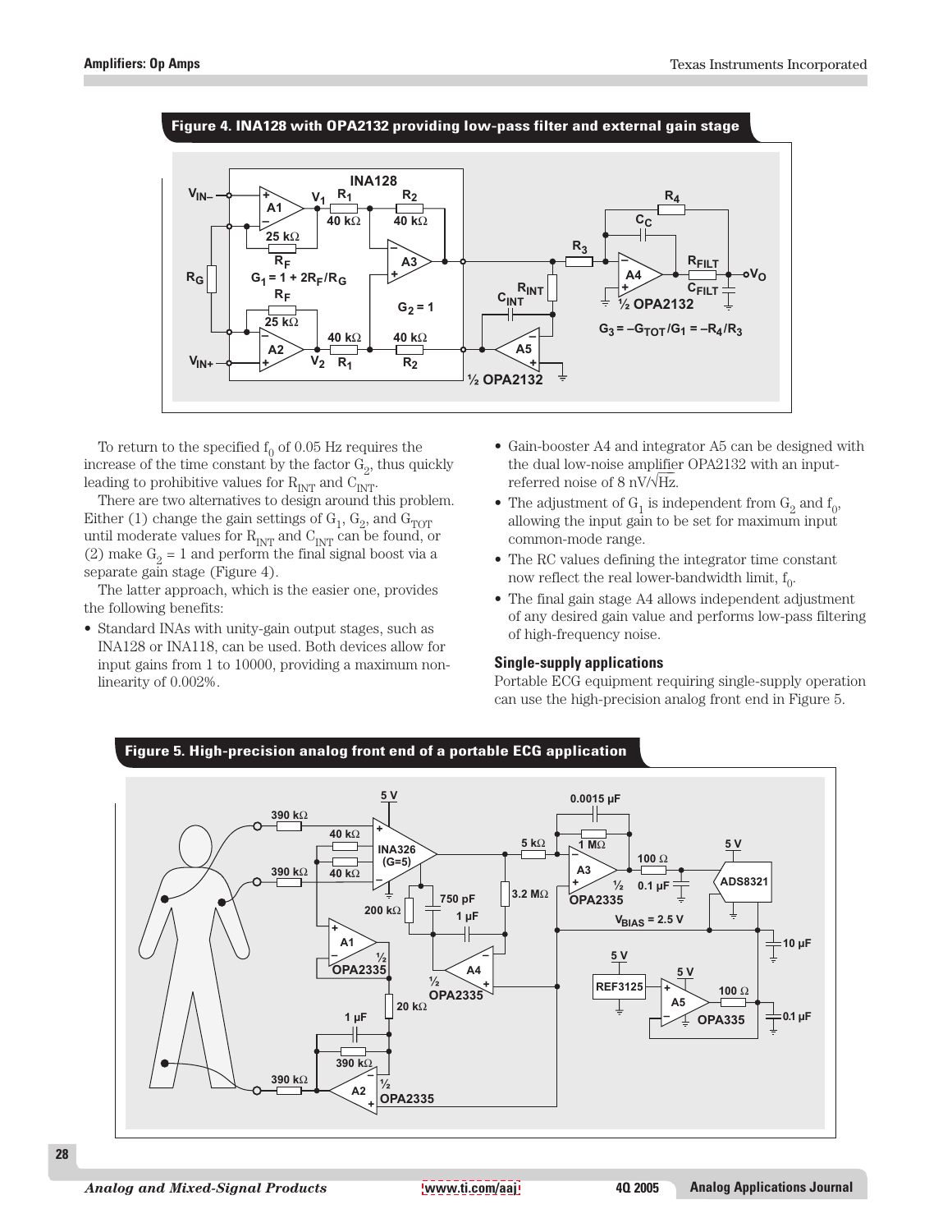**Figure 4. INA128 with OPA2132 providing low-pass filter and external gain stage**

To return to the specified $f_0$ of 0.05 Hz requires the increase of the time constant by the factor $G_2$, thus quickly leading to prohibitive values for $R_{INT}$ and $C_{INT}$.

There are two alternatives to design around this problem. Either (1) change the gain settings of $G_1$, $G_2$, and $G_{TOT}$ until moderate values for $R_{INT}$ and $C_{INT}$ can be found, or (2) make $G_2 = 1$ and perform the final signal boost via a separate gain stage (Figure 4).

The latter approach, which is the easier one, provides the following benefits:

- Standard INAs with unity-gain output stages, such as INA128 or INA118, can be used. Both devices allow for input gains from 1 to 10000, providing a maximum non-linearity of 0.002%.
- Gain-booster A4 and integrator A5 can be designed with the dual low-noise amplifier OPA2132 with an input-referred noise of 8 nV/$\sqrt{\text{Hz}}$.
- The adjustment of $G_1$ is independent from $G_2$ and $f_0$, allowing the input gain to be set for maximum input common-mode range.
- The RC values defining the integrator time constant now reflect the real lower-bandwidth limit, $f_0$.
- The final gain stage A4 allows independent adjustment of any desired gain value and performs low-pass filtering of high-frequency noise.

### Single-supply applications

Portable ECG equipment requiring single-supply operation can use the high-precision analog front end in Figure 5.

**Figure 5. High-precision analog front end of a portable ECG application**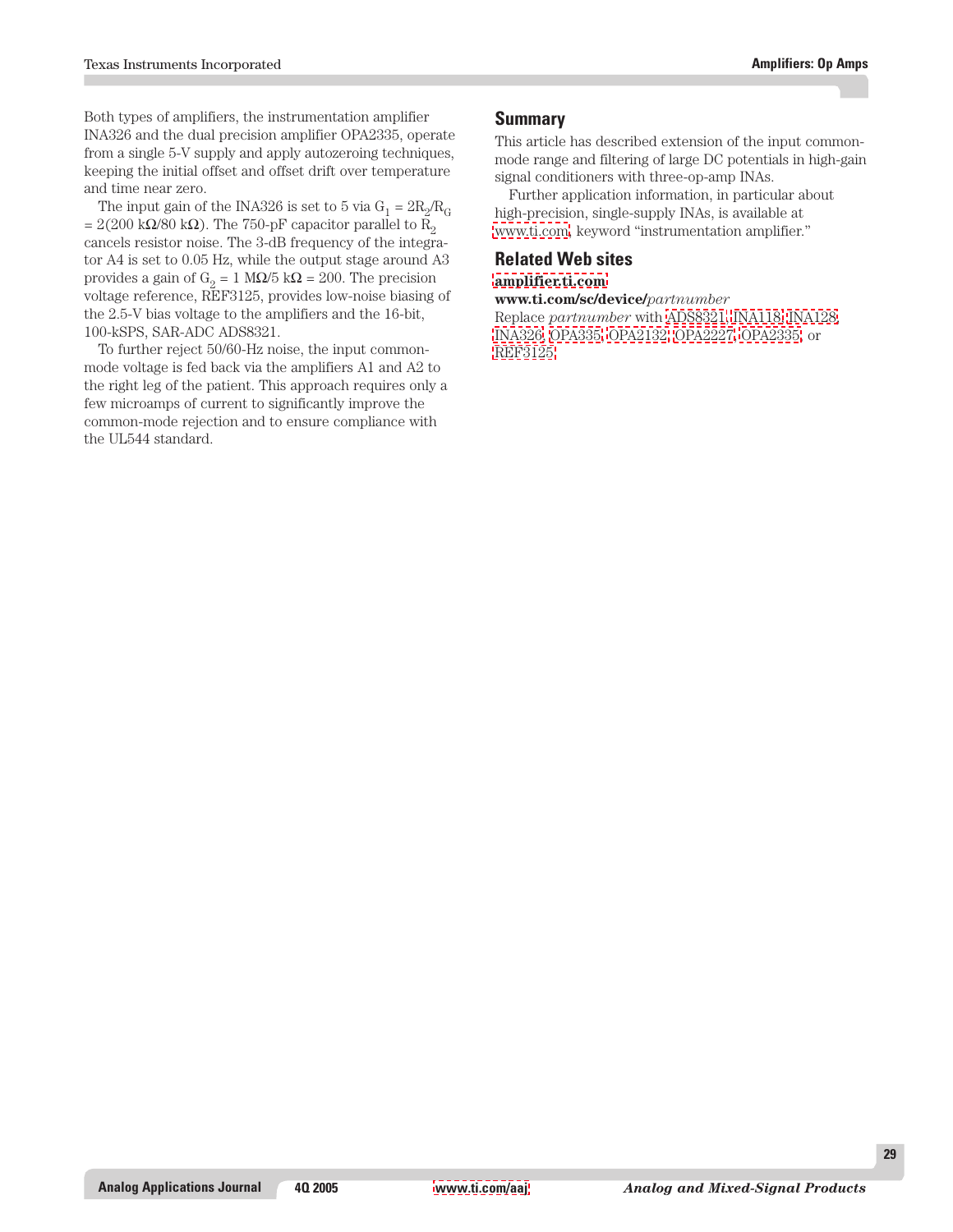Both types of amplifiers, the instrumentation amplifier INA326 and the dual precision amplifier OPA2335, operate from a single 5-V supply and apply autozeroing techniques, keeping the initial offset and offset drift over temperature and time near zero.

The input gain of the INA326 is set to 5 via $G_1 = 2R_2/R_G = 2(200\ k\Omega/80\ k\Omega)$. The 750-pF capacitor parallel to $R_2$ cancels resistor noise. The 3-dB frequency of the integrator A4 is set to 0.05 Hz, while the output stage around A3 provides a gain of $G_2 = 1\ M\Omega/5\ k\Omega = 200$. The precision voltage reference, REF3125, provides low-noise biasing of the 2.5-V bias voltage to the amplifiers and the 16-bit, 100-kSPS, SAR-ADC ADS8321.

To further reject 50/60-Hz noise, the input common-mode voltage is fed back via the amplifiers A1 and A2 to the right leg of the patient. This approach requires only a few microamps of current to significantly improve the common-mode rejection and to ensure compliance with the UL544 standard.

## Summary

This article has described extension of the input common-mode range and filtering of large DC potentials in high-gain signal conditioners with three-op-amp INAs.

Further application information, in particular about high-precision, single-supply INAs, is available at www.ti.com, keyword "instrumentation amplifier."

## Related Web sites

**amplifier.ti.com**

**www.ti.com/sc/device/***partnumber*

Replace *partnumber* with ADS8321, INA118, INA128, INA326, OPA335, OPA2132, OPA2227, OPA2335, or REF3125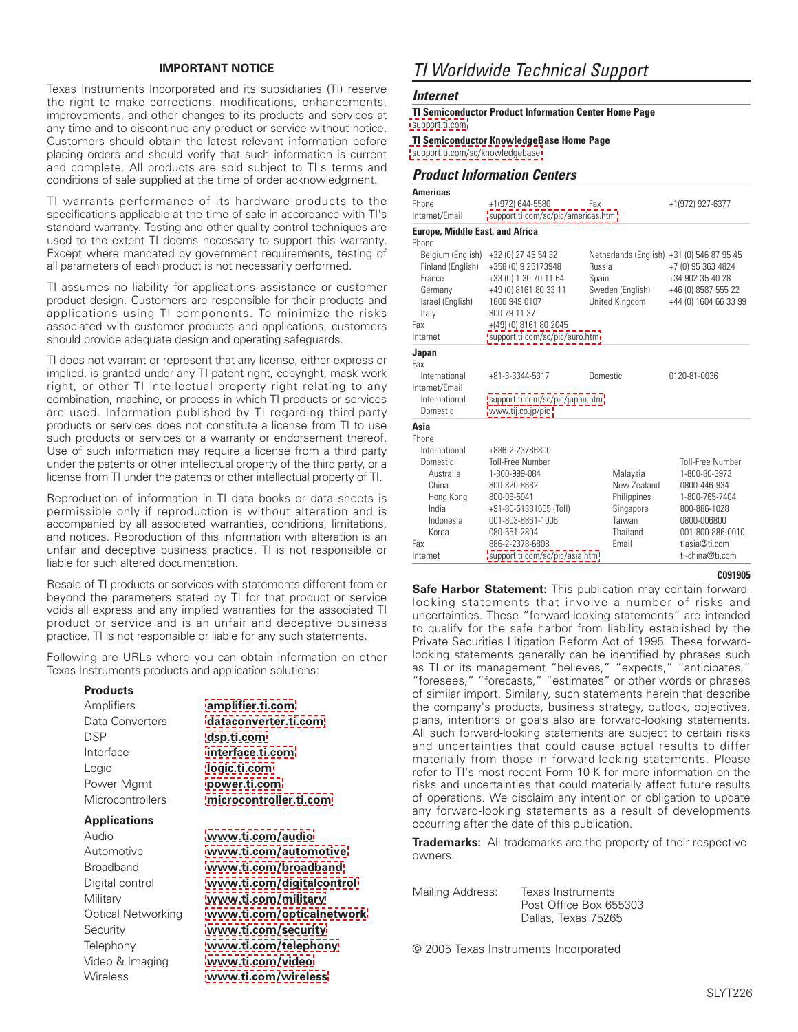## IMPORTANT NOTICE

Texas Instruments Incorporated and its subsidiaries (TI) reserve the right to make corrections, modifications, enhancements, improvements, and other changes to its products and services at any time and to discontinue any product or service without notice. Customers should obtain the latest relevant information before placing orders and should verify that such information is current and complete. All products are sold subject to TI's terms and conditions of sale supplied at the time of order acknowledgment.

TI warrants performance of its hardware products to the specifications applicable at the time of sale in accordance with TI's standard warranty. Testing and other quality control techniques are used to the extent TI deems necessary to support this warranty. Except where mandated by government requirements, testing of all parameters of each product is not necessarily performed.

TI assumes no liability for applications assistance or customer product design. Customers are responsible for their products and applications using TI components. To minimize the risks associated with customer products and applications, customers should provide adequate design and operating safeguards.

TI does not warrant or represent that any license, either express or implied, is granted under any TI patent right, copyright, mask work right, or other TI intellectual property right relating to any combination, machine, or process in which TI products or services are used. Information published by TI regarding third-party products or services does not constitute a license from TI to use such products or services or a warranty or endorsement thereof. Use of such information may require a license from a third party under the patents or other intellectual property of the third party, or a license from TI under the patents or other intellectual property of TI.

Reproduction of information in TI data books or data sheets is permissible only if reproduction is without alteration and is accompanied by all associated warranties, conditions, limitations, and notices. Reproduction of this information with alteration is an unfair and deceptive business practice. TI is not responsible or liable for such altered documentation.

Resale of TI products or services with statements different from or beyond the parameters stated by TI for that product or service voids all express and any implied warranties for the associated TI product or service and is an unfair and deceptive business practice. TI is not responsible or liable for any such statements.

Following are URLs where you can obtain information on other Texas Instruments products and application solutions:

| **Products** | |
|---|---|
| Amplifiers | amplifier.ti.com |
| Data Converters | dataconverter.ti.com |
| DSP | dsp.ti.com |
| Interface | interface.ti.com |
| Logic | logic.ti.com |
| Power Mgmt | power.ti.com |
| Microcontrollers | microcontroller.ti.com |

| **Applications** | |
|---|---|
| Audio | www.ti.com/audio |
| Automotive | www.ti.com/automotive |
| Broadband | www.ti.com/broadband |
| Digital control | www.ti.com/digitalcontrol |
| Military | www.ti.com/military |
| Optical Networking | www.ti.com/opticalnetwork |
| Security | www.ti.com/security |
| Telephony | www.ti.com/telephony |
| Video & Imaging | www.ti.com/video |
| Wireless | www.ti.com/wireless |

# *TI Worldwide Technical Support*

## *Internet*

**TI Semiconductor Product Information Center Home Page**
support.ti.com

**TI Semiconductor KnowledgeBase Home Page**
support.ti.com/sc/knowledgebase

## *Product Information Centers*

**Americas**

| | | | |
|---|---|---|---|
| Phone | +1(972) 644-5580 | Fax | +1(972) 927-6377 |
| Internet/Email | support.ti.com/sc/pic/americas.htm | | |

**Europe, Middle East, and Africa**

| | | | |
|---|---|---|---|
| Phone | | | |
| Belgium (English) | +32 (0) 27 45 54 32 | Netherlands (English) | +31 (0) 546 87 95 45 |
| Finland (English) | +358 (0) 9 25173948 | Russia | +7 (0) 95 363 4824 |
| France | +33 (0) 1 30 70 11 64 | Spain | +34 902 35 40 28 |
| Germany | +49 (0) 8161 80 33 11 | Sweden (English) | +46 (0) 8587 555 22 |
| Israel (English) | 1800 949 0107 | United Kingdom | +44 (0) 1604 66 33 99 |
| Italy | 800 79 11 37 | | |
| Fax | +(49) (0) 8161 80 2045 | | |
| Internet | support.ti.com/sc/pic/euro.htm | | |

**Japan**

| | | | |
|---|---|---|---|
| Fax | | | |
| International | +81-3-3344-5317 | Domestic | 0120-81-0036 |
| Internet/Email | | | |
| International | support.ti.com/sc/pic/japan.htm | | |
| Domestic | www.tij.co.jp/pic | | |

**Asia**

| | | | |
|---|---|---|---|
| Phone | | | |
| International | +886-2-23786800 | | |
| Domestic | Toll-Free Number | | Toll-Free Number |
| Australia | 1-800-999-084 | Malaysia | 1-800-80-3973 |
| China | 800-820-8682 | New Zealand | 0800-446-934 |
| Hong Kong | 800-96-5941 | Philippines | 1-800-765-7404 |
| India | +91-80-51381665 (Toll) | Singapore | 800-886-1028 |
| Indonesia | 001-803-8861-1006 | Taiwan | 0800-006800 |
| Korea | 080-551-2804 | Thailand | 001-800-886-0010 |
| Fax | 886-2-2378-6808 | Email | tiasia@ti.com |
| Internet | support.ti.com/sc/pic/asia.htm | | ti-china@ti.com |

C091905

**Safe Harbor Statement:** This publication may contain forward-looking statements that involve a number of risks and uncertainties. These "forward-looking statements" are intended to qualify for the safe harbor from liability established by the Private Securities Litigation Reform Act of 1995. These forward-looking statements generally can be identified by phrases such as TI or its management "believes," "expects," "anticipates," "foresees," "forecasts," "estimates" or other words or phrases of similar import. Similarly, such statements herein that describe the company's products, business strategy, outlook, objectives, plans, intentions or goals also are forward-looking statements. All such forward-looking statements are subject to certain risks and uncertainties that could cause actual results to differ materially from those in forward-looking statements. Please refer to TI's most recent Form 10-K for more information on the risks and uncertainties that could materially affect future results of operations. We disclaim any intention or obligation to update any forward-looking statements as a result of developments occurring after the date of this publication.

**Trademarks:** All trademarks are the property of their respective owners.

Mailing Address: Texas Instruments
Post Office Box 655303
Dallas, Texas 75265

© 2005 Texas Instruments Incorporated

SLYT226